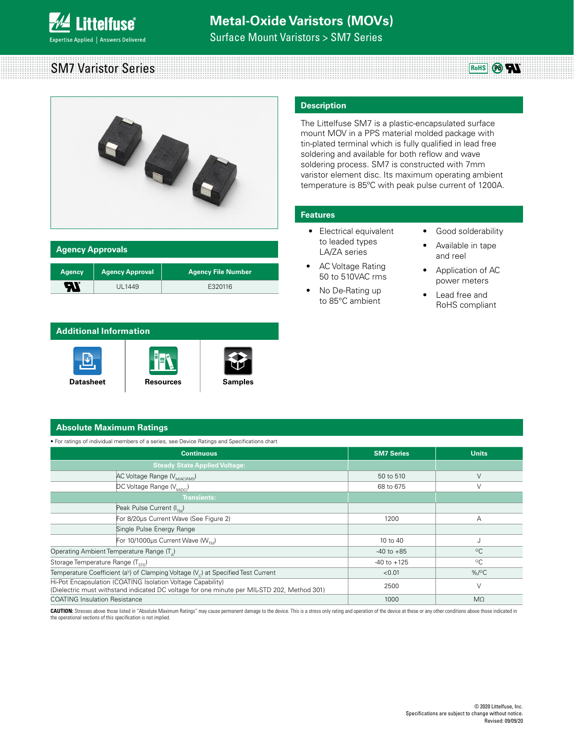# Metal-Oxide Varistors (MOVs)

Surface Mount Varistors > SM7 Series

## SM7 Varistor Series

### Description

The Littelfuse SM7 is a plastic-encapsulated surface mount MOV in a PPS material molded package with tin-plated terminal which is fully qualified in lead free soldering and available for both reflow and wave soldering process. SM7 is constructed with 7mm varistor element disc. Its maximum operating ambient temperature is 85ºC with peak pulse current of 1200A.

### Features

- Electrical equivalent to leaded types LA/ZA series
- AC Voltage Rating 50 to 510VAC rms
- No De-Rating up to 85°C ambient
- Good solderability
- Available in tape and reel
- Application of AC power meters
- Lead free and RoHS compliant

### Agency Approvals

| Agency | Agency Approval | Agency File Number |
|---|---|---|
| UL | UL1449 | E320116 |

### Additional Information

Datasheet | Resources | Samples

### Absolute Maximum Ratings

• For ratings of individual members of a series, see Device Ratings and Specifications chart

| Continuous | SM7 Series | Units |
|---|---|---|
| **Steady State Applied Voltage:** | | |
| AC Voltage Range ($V_{M(AC)RMS}$) | 50 to 510 | V |
| DC Voltage Range ($V_{M(DC)}$) | 68 to 675 | V |
| **Transients:** | | |
| Peak Pulse Current ($I_{TM}$) | | |
| For 8/20µs Current Wave (See Figure 2) | 1200 | A |
| Single Pulse Energy Range | | |
| For 10/1000µs Current Wave ($W_{TM}$) | 10 to 40 | J |
| Operating Ambient Temperature Range ($T_A$) | -40 to +85 | ºC |
| Storage Temperature Range ($T_{STG}$) | -40 to +125 | ºC |
| Temperature Coefficient ($a^V$) of Clamping Voltage ($V_C$) at Specified Test Current | <0.01 | %/ºC |
| Hi-Pot Encapsulation (COATING Isolation Voltage Capability) (Dielectric must withstand indicated DC voltage for one minute per MIL-STD 202, Method 301) | 2500 | V |
| COATING Insulation Resistance | 1000 | MΩ |

**CAUTION:** Stresses above those listed in "Absolute Maximum Ratings" may cause permanent damage to the device. This is a stress only rating and operation of the device at these or any other conditions above those indicated in the operational sections of this specification is not implied.

© 2020 Littelfuse, Inc.
Specifications are subject to change without notice.
Revised: 09/09/20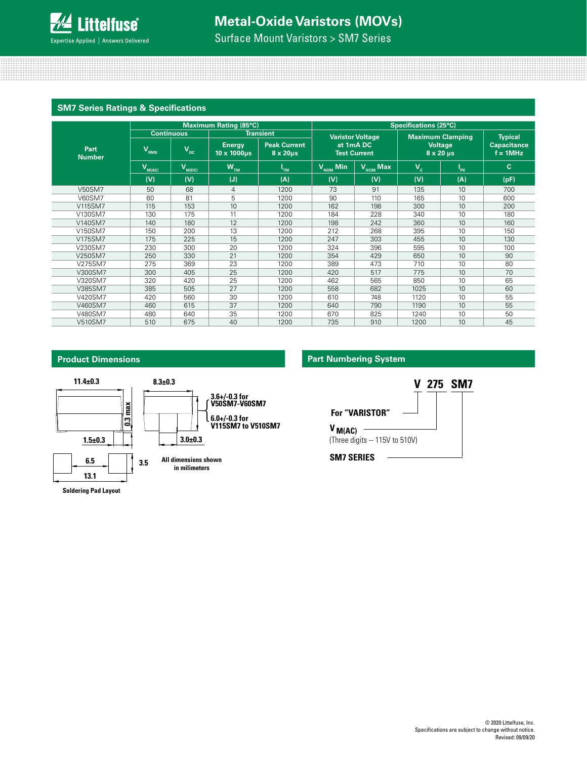## SM7 Series Ratings & Specifications

| Part Number | Maximum Rating (85°C) | | | | Specifications (25°C) | | | | |
|---|---|---|---|---|---|---|---|---|---|
| | Continuous | | Transient | | Varistor Voltage at 1mA DC Test Current | | Maximum Clamping Voltage 8 x 20 µs | | Typical Capacitance f = 1MHz |
| | $V_{RMS}$ | $V_{DC}$ | Energy 10 x 1000µs | Peak Current 8 x 20µs | | | | | |
| | $V_{M(AC)}$ | $V_{M(DC)}$ | $W_{TM}$ | $I_{TM}$ | $V_{NOM}$ Min | $V_{NOM}$ Max | $V_C$ | $I_{PK}$ | C |
| | (V) | (V) | (J) | (A) | (V) | (V) | (V) | (A) | (pF) |
| V50SM7 | 50 | 68 | 4 | 1200 | 73 | 91 | 135 | 10 | 700 |
| V60SM7 | 60 | 81 | 5 | 1200 | 90 | 110 | 165 | 10 | 600 |
| V115SM7 | 115 | 153 | 10 | 1200 | 162 | 198 | 300 | 10 | 200 |
| V130SM7 | 130 | 175 | 11 | 1200 | 184 | 228 | 340 | 10 | 180 |
| V140SM7 | 140 | 180 | 12 | 1200 | 198 | 242 | 360 | 10 | 160 |
| V150SM7 | 150 | 200 | 13 | 1200 | 212 | 268 | 395 | 10 | 150 |
| V175SM7 | 175 | 225 | 15 | 1200 | 247 | 303 | 455 | 10 | 130 |
| V230SM7 | 230 | 300 | 20 | 1200 | 324 | 396 | 595 | 10 | 100 |
| V250SM7 | 250 | 330 | 21 | 1200 | 354 | 429 | 650 | 10 | 90 |
| V275SM7 | 275 | 369 | 23 | 1200 | 389 | 473 | 710 | 10 | 80 |
| V300SM7 | 300 | 405 | 25 | 1200 | 420 | 517 | 775 | 10 | 70 |
| V320SM7 | 320 | 420 | 25 | 1200 | 462 | 565 | 850 | 10 | 65 |
| V385SM7 | 385 | 505 | 27 | 1200 | 558 | 682 | 1025 | 10 | 60 |
| V420SM7 | 420 | 560 | 30 | 1200 | 610 | 748 | 1120 | 10 | 55 |
| V460SM7 | 460 | 615 | 37 | 1200 | 640 | 790 | 1190 | 10 | 55 |
| V480SM7 | 480 | 640 | 35 | 1200 | 670 | 825 | 1240 | 10 | 50 |
| V510SM7 | 510 | 675 | 40 | 1200 | 735 | 910 | 1200 | 10 | 45 |

## Product Dimensions

11.4±0.3

0.3 max

1.5±0.3

8.3±0.3

3.6+/-0.3 for V50SM7-V60SM7

6.0+/-0.3 for V115SM7 to V510SM7

3.0±0.3

6.5

13.1

3.5

All dimensions shown in milimeters

Soldering Pad Layout

## Part Numbering System

V 275 SM7

For "VARISTOR"

$V_{M(AC)}$ (Three digits -- 115V to 510V)

SM7 SERIES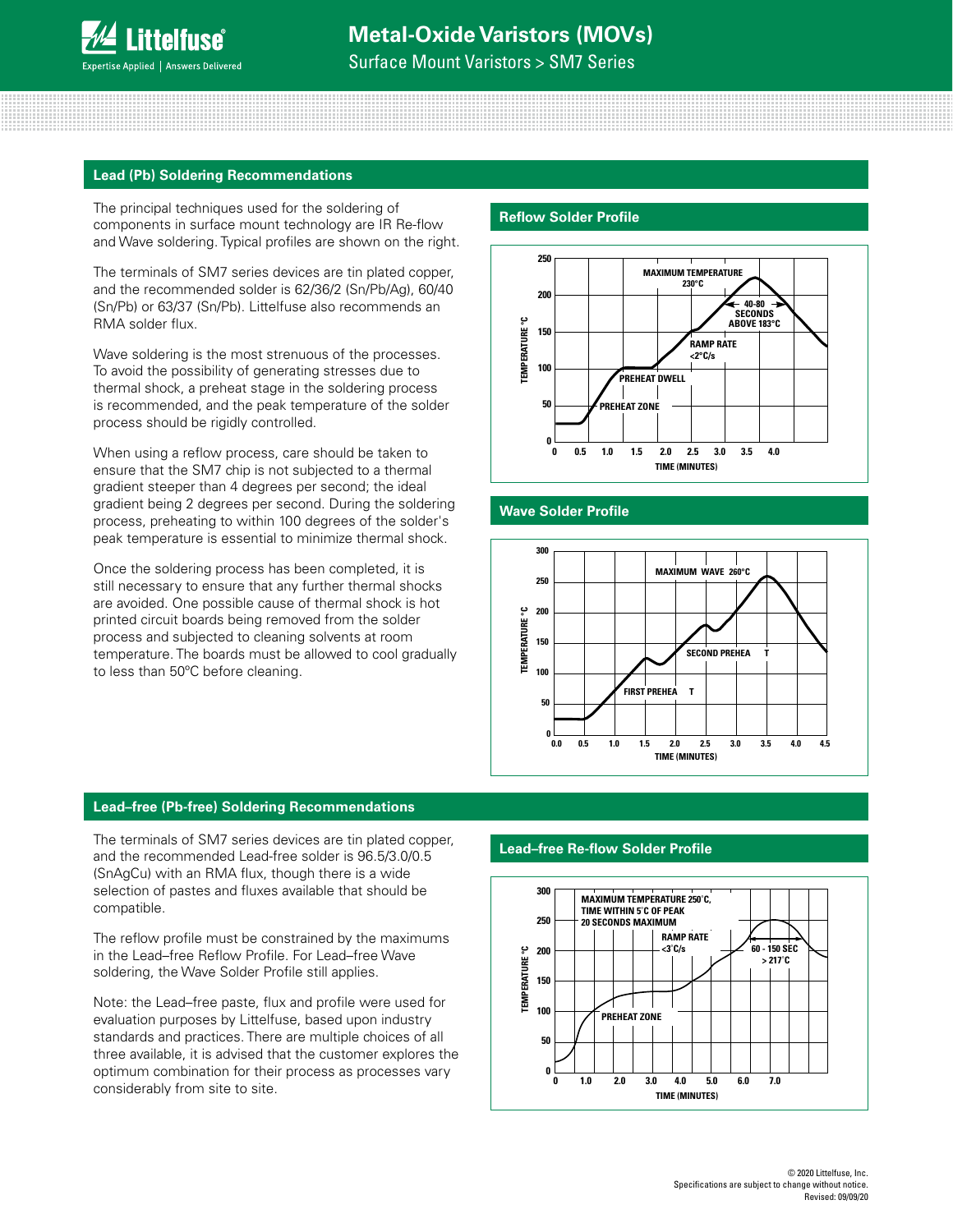## Lead (Pb) Soldering Recommendations

The principal techniques used for the soldering of components in surface mount technology are IR Re-flow and Wave soldering. Typical profiles are shown on the right.

The terminals of SM7 series devices are tin plated copper, and the recommended solder is 62/36/2 (Sn/Pb/Ag), 60/40 (Sn/Pb) or 63/37 (Sn/Pb). Littelfuse also recommends an RMA solder flux.

Wave soldering is the most strenuous of the processes. To avoid the possibility of generating stresses due to thermal shock, a preheat stage in the soldering process is recommended, and the peak temperature of the solder process should be rigidly controlled.

When using a reflow process, care should be taken to ensure that the SM7 chip is not subjected to a thermal gradient steeper than 4 degrees per second; the ideal gradient being 2 degrees per second. During the soldering process, preheating to within 100 degrees of the solder's peak temperature is essential to minimize thermal shock.

Once the soldering process has been completed, it is still necessary to ensure that any further thermal shocks are avoided. One possible cause of thermal shock is hot printed circuit boards being removed from the solder process and subjected to cleaning solvents at room temperature. The boards must be allowed to cool gradually to less than 50ºC before cleaning.

### Reflow Solder Profile

MAXIMUM TEMPERATURE 230°C; 40-80 SECONDS ABOVE 183°C; RAMP RATE <2°C/s; PREHEAT DWELL; PREHEAT ZONE. TEMPERATURE °C vs TIME (MINUTES).

### Wave Solder Profile

MAXIMUM WAVE 260°C; SECOND PREHEAT; FIRST PREHEAT. TEMPERATURE °C vs TIME (MINUTES).

## Lead–free (Pb-free) Soldering Recommendations

The terminals of SM7 series devices are tin plated copper, and the recommended Lead-free solder is 96.5/3.0/0.5 (SnAgCu) with an RMA flux, though there is a wide selection of pastes and fluxes available that should be compatible.

The reflow profile must be constrained by the maximums in the Lead–free Reflow Profile. For Lead–free Wave soldering, the Wave Solder Profile still applies.

Note: the Lead–free paste, flux and profile were used for evaluation purposes by Littelfuse, based upon industry standards and practices. There are multiple choices of all three available, it is advised that the customer explores the optimum combination for their process as processes vary considerably from site to site.

### Lead–free Re-flow Solder Profile

MAXIMUM TEMPERATURE 250˚C, TIME WITHIN 5˚C OF PEAK 20 SECONDS MAXIMUM; RAMP RATE <3˚C/s; 60 - 150 SEC > 217˚C; PREHEAT ZONE. TEMPERATURE °C vs TIME (MINUTES).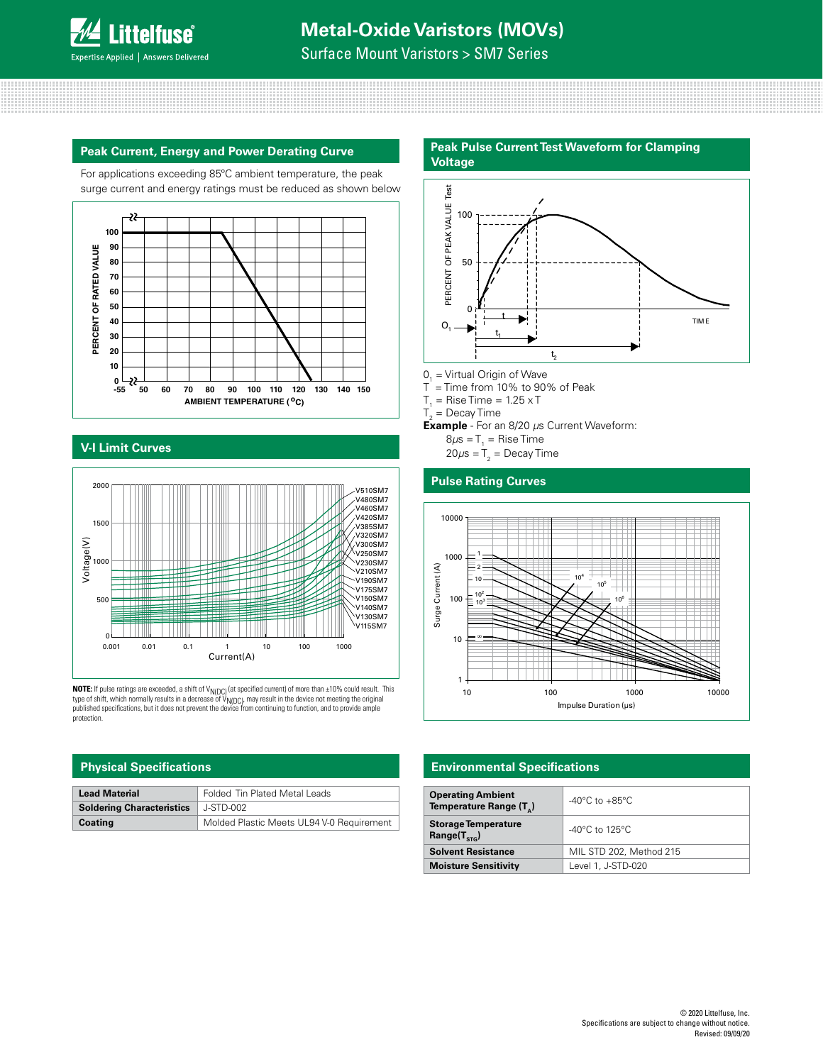## Peak Current, Energy and Power Derating Curve

For applications exceeding 85°C ambient temperature, the peak surge current and energy ratings must be reduced as shown below

## Peak Pulse Current Test Waveform for Clamping Voltage

$0_1$ = Virtual Origin of Wave

T = Time from 10% to 90% of Peak

$T_1$ = Rise Time = 1.25 x T

$T_2$ = Decay Time

**Example** - For an 8/20 μs Current Waveform:

8μs = $T_1$ = Rise Time

20μs = $T_2$ = Decay Time

## V-I Limit Curves

**NOTE:** If pulse ratings are exceeded, a shift of $V_{N(DC)}$ (at specified current) of more than ±10% could result. This type of shift, which normally results in a decrease of $V_{N(DC)}$, may result in the device not meeting the original published specifications, but it does not prevent the device from continuing to function, and to provide ample protection.

## Pulse Rating Curves

## Physical Specifications

| | |
|---|---|
| **Lead Material** | Folded Tin Plated Metal Leads |
| **Soldering Characteristics** | J-STD-002 |
| **Coating** | Molded Plastic Meets UL94 V-0 Requirement |

## Environmental Specifications

| | |
|---|---|
| **Operating Ambient Temperature Range ($T_A$)** | -40°C to +85°C |
| **Storage Temperature Range($T_{STG}$)** | -40°C to 125°C |
| **Solvent Resistance** | MIL STD 202, Method 215 |
| **Moisture Sensitivity** | Level 1, J-STD-020 |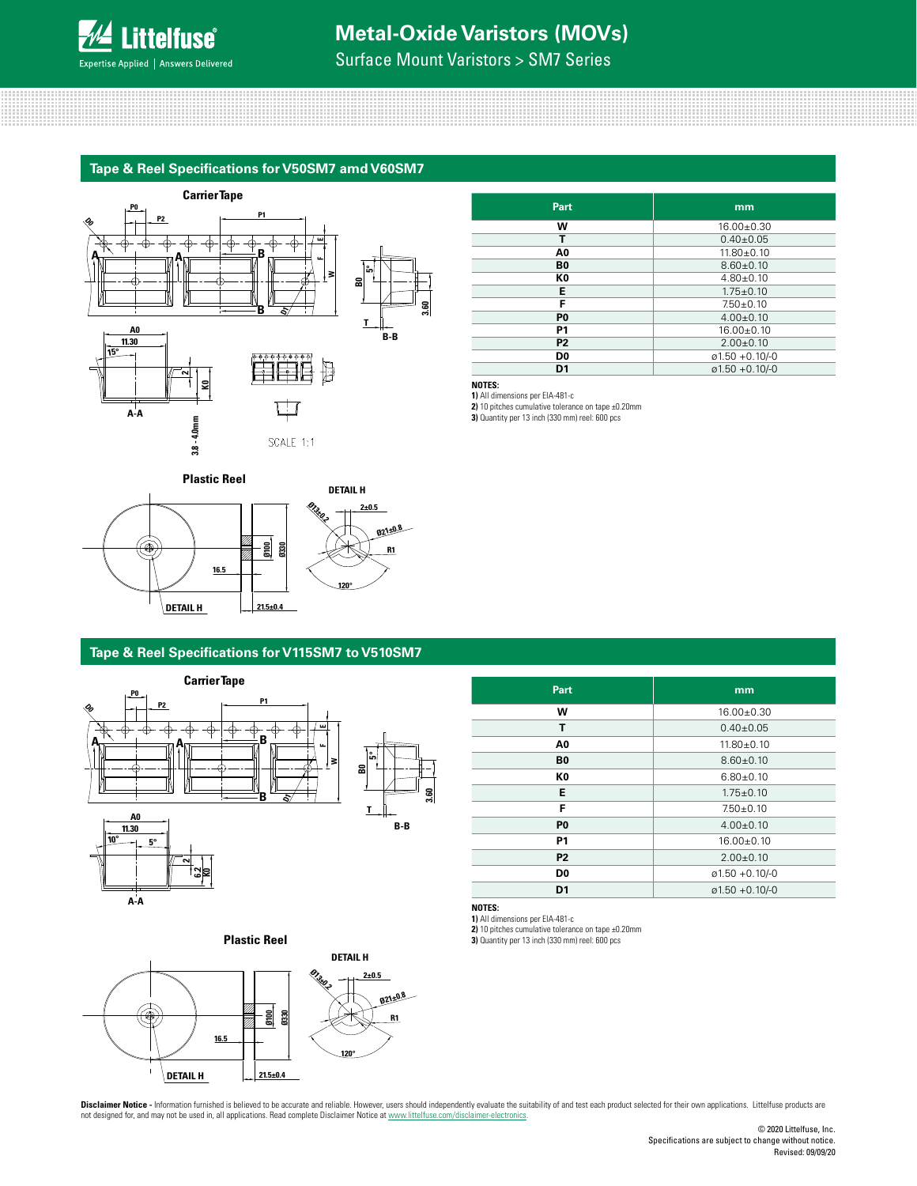## Tape & Reel Specifications for V50SM7 amd V60SM7

Carrier Tape

Plastic Reel

| Part | mm |
|---|---|
| W | 16.00±0.30 |
| T | 0.40±0.05 |
| A0 | 11.80±0.10 |
| B0 | 8.60±0.10 |
| K0 | 4.80±0.10 |
| E | 1.75±0.10 |
| F | 7.50±0.10 |
| P0 | 4.00±0.10 |
| P1 | 16.00±0.10 |
| P2 | 2.00±0.10 |
| D0 | ø1.50 +0.10/-0 |
| D1 | ø1.50 +0.10/-0 |

**NOTES:**
**1)** All dimensions per EIA-481-c
**2)** 10 pitches cumulative tolerance on tape ±0.20mm
**3)** Quantity per 13 inch (330 mm) reel: 600 pcs

## Tape & Reel Specifications for V115SM7 to V510SM7

Carrier Tape

Plastic Reel

| Part | mm |
|---|---|
| W | 16.00±0.30 |
| T | 0.40±0.05 |
| A0 | 11.80±0.10 |
| B0 | 8.60±0.10 |
| K0 | 6.80±0.10 |
| E | 1.75±0.10 |
| F | 7.50±0.10 |
| P0 | 4.00±0.10 |
| P1 | 16.00±0.10 |
| P2 | 2.00±0.10 |
| D0 | ø1.50 +0.10/-0 |
| D1 | ø1.50 +0.10/-0 |

**NOTES:**
**1)** All dimensions per EIA-481-c
**2)** 10 pitches cumulative tolerance on tape ±0.20mm
**3)** Quantity per 13 inch (330 mm) reel: 600 pcs

**Disclaimer Notice -** Information furnished is believed to be accurate and reliable. However, users should independently evaluate the suitability of and test each product selected for their own applications. Littelfuse products are not designed for, and may not be used in, all applications. Read complete Disclaimer Notice at www.littelfuse.com/disclaimer-electronics.

© 2020 Littelfuse, Inc.
Specifications are subject to change without notice.
Revised: 09/09/20